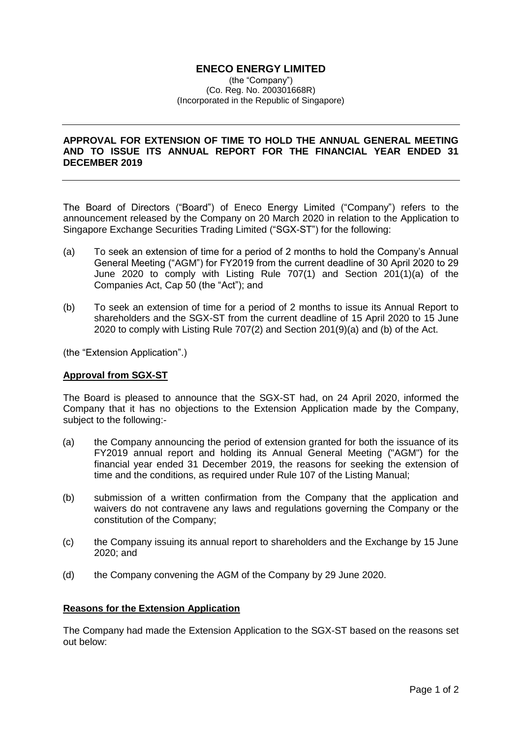# ENECO ENERGY LIMITED

(the "Company")
(Co. Reg. No. 200301668R)
(Incorporated in the Republic of Singapore)

---

## APPROVAL FOR EXTENSION OF TIME TO HOLD THE ANNUAL GENERAL MEETING AND TO ISSUE ITS ANNUAL REPORT FOR THE FINANCIAL YEAR ENDED 31 DECEMBER 2019

---

The Board of Directors ("Board") of Eneco Energy Limited ("Company") refers to the announcement released by the Company on 20 March 2020 in relation to the Application to Singapore Exchange Securities Trading Limited ("SGX-ST") for the following:

(a) To seek an extension of time for a period of 2 months to hold the Company's Annual General Meeting ("AGM") for FY2019 from the current deadline of 30 April 2020 to 29 June 2020 to comply with Listing Rule 707(1) and Section 201(1)(a) of the Companies Act, Cap 50 (the "Act"); and

(b) To seek an extension of time for a period of 2 months to issue its Annual Report to shareholders and the SGX-ST from the current deadline of 15 April 2020 to 15 June 2020 to comply with Listing Rule 707(2) and Section 201(9)(a) and (b) of the Act.

(the "Extension Application".)

**Approval from SGX-ST**

The Board is pleased to announce that the SGX-ST had, on 24 April 2020, informed the Company that it has no objections to the Extension Application made by the Company, subject to the following:-

(a) the Company announcing the period of extension granted for both the issuance of its FY2019 annual report and holding its Annual General Meeting ("AGM") for the financial year ended 31 December 2019, the reasons for seeking the extension of time and the conditions, as required under Rule 107 of the Listing Manual;

(b) submission of a written confirmation from the Company that the application and waivers do not contravene any laws and regulations governing the Company or the constitution of the Company;

(c) the Company issuing its annual report to shareholders and the Exchange by 15 June 2020; and

(d) the Company convening the AGM of the Company by 29 June 2020.

**Reasons for the Extension Application**

The Company had made the Extension Application to the SGX-ST based on the reasons set out below: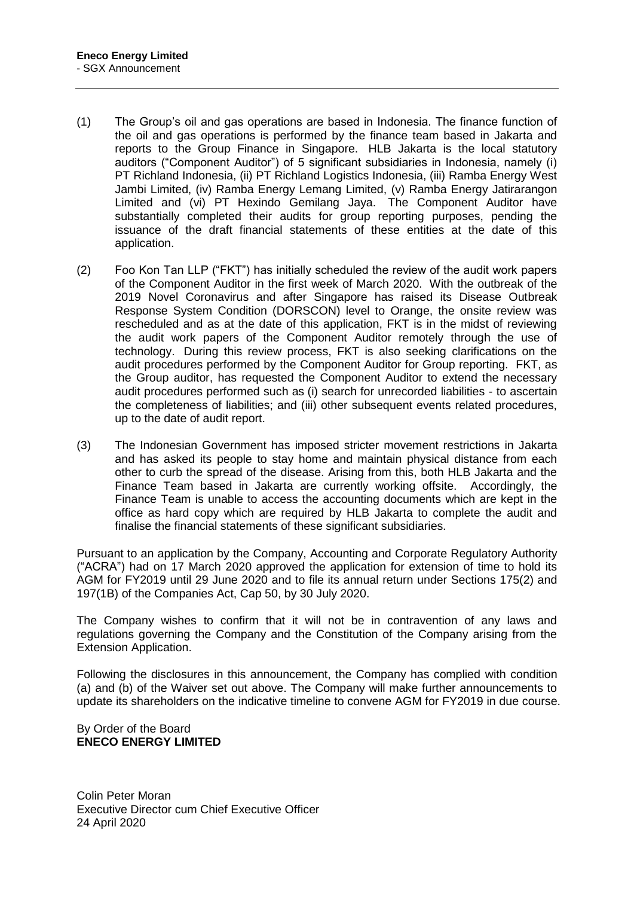(1) The Group's oil and gas operations are based in Indonesia. The finance function of the oil and gas operations is performed by the finance team based in Jakarta and reports to the Group Finance in Singapore. HLB Jakarta is the local statutory auditors ("Component Auditor") of 5 significant subsidiaries in Indonesia, namely (i) PT Richland Indonesia, (ii) PT Richland Logistics Indonesia, (iii) Ramba Energy West Jambi Limited, (iv) Ramba Energy Lemang Limited, (v) Ramba Energy Jatirarangon Limited and (vi) PT Hexindo Gemilang Jaya. The Component Auditor have substantially completed their audits for group reporting purposes, pending the issuance of the draft financial statements of these entities at the date of this application.

(2) Foo Kon Tan LLP ("FKT") has initially scheduled the review of the audit work papers of the Component Auditor in the first week of March 2020. With the outbreak of the 2019 Novel Coronavirus and after Singapore has raised its Disease Outbreak Response System Condition (DORSCON) level to Orange, the onsite review was rescheduled and as at the date of this application, FKT is in the midst of reviewing the audit work papers of the Component Auditor remotely through the use of technology. During this review process, FKT is also seeking clarifications on the audit procedures performed by the Component Auditor for Group reporting. FKT, as the Group auditor, has requested the Component Auditor to extend the necessary audit procedures performed such as (i) search for unrecorded liabilities - to ascertain the completeness of liabilities; and (iii) other subsequent events related procedures, up to the date of audit report.

(3) The Indonesian Government has imposed stricter movement restrictions in Jakarta and has asked its people to stay home and maintain physical distance from each other to curb the spread of the disease. Arising from this, both HLB Jakarta and the Finance Team based in Jakarta are currently working offsite. Accordingly, the Finance Team is unable to access the accounting documents which are kept in the office as hard copy which are required by HLB Jakarta to complete the audit and finalise the financial statements of these significant subsidiaries.

Pursuant to an application by the Company, Accounting and Corporate Regulatory Authority ("ACRA") had on 17 March 2020 approved the application for extension of time to hold its AGM for FY2019 until 29 June 2020 and to file its annual return under Sections 175(2) and 197(1B) of the Companies Act, Cap 50, by 30 July 2020.

The Company wishes to confirm that it will not be in contravention of any laws and regulations governing the Company and the Constitution of the Company arising from the Extension Application.

Following the disclosures in this announcement, the Company has complied with condition (a) and (b) of the Waiver set out above. The Company will make further announcements to update its shareholders on the indicative timeline to convene AGM for FY2019 in due course.

By Order of the Board
**ENECO ENERGY LIMITED**

Colin Peter Moran
Executive Director cum Chief Executive Officer
24 April 2020